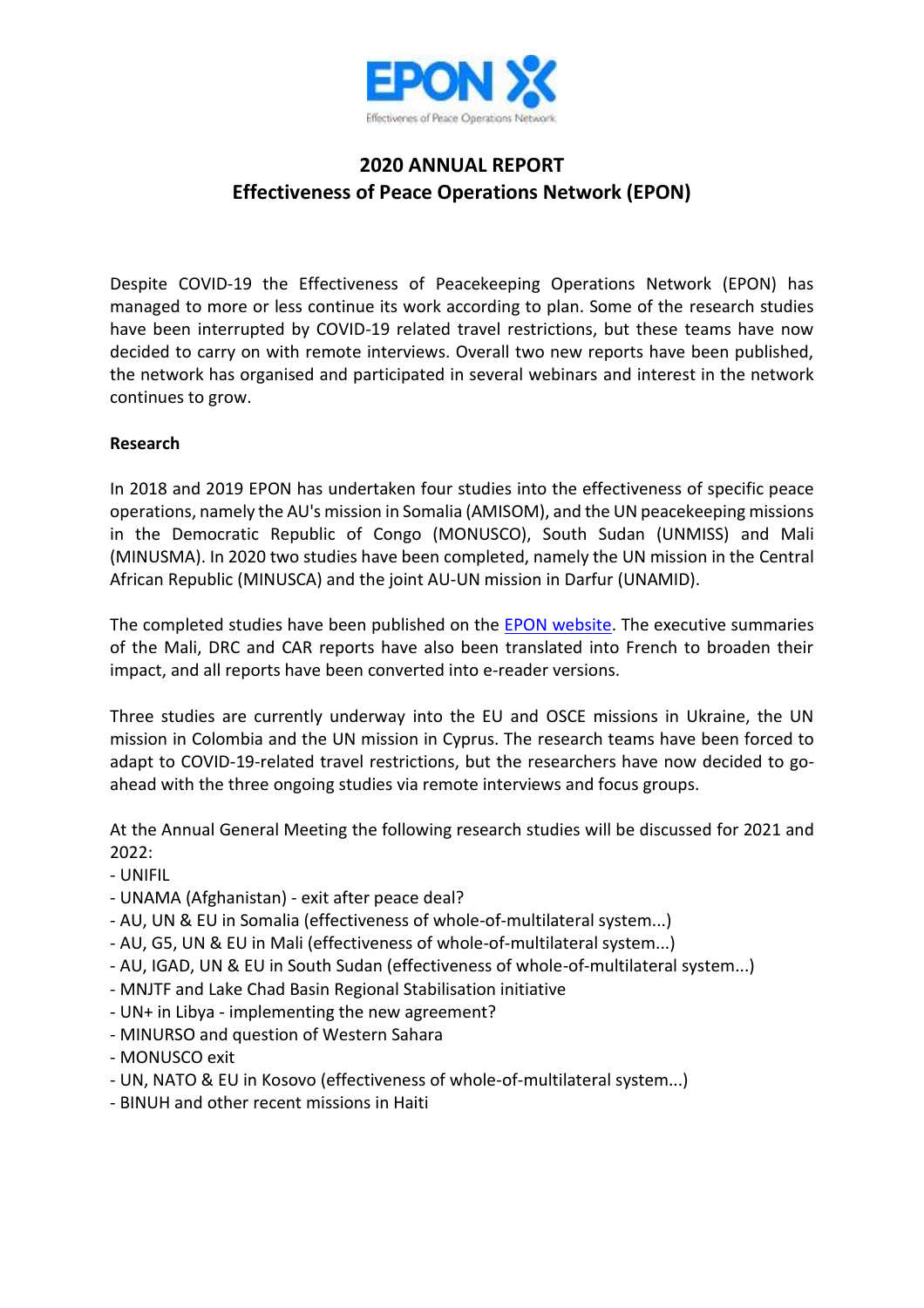# 2020 ANNUAL REPORT
# Effectiveness of Peace Operations Network (EPON)

Despite COVID-19 the Effectiveness of Peacekeeping Operations Network (EPON) has managed to more or less continue its work according to plan. Some of the research studies have been interrupted by COVID-19 related travel restrictions, but these teams have now decided to carry on with remote interviews. Overall two new reports have been published, the network has organised and participated in several webinars and interest in the network continues to grow.

**Research**

In 2018 and 2019 EPON has undertaken four studies into the effectiveness of specific peace operations, namely the AU's mission in Somalia (AMISOM), and the UN peacekeeping missions in the Democratic Republic of Congo (MONUSCO), South Sudan (UNMISS) and Mali (MINUSMA). In 2020 two studies have been completed, namely the UN mission in the Central African Republic (MINUSCA) and the joint AU-UN mission in Darfur (UNAMID).

The completed studies have been published on the EPON website. The executive summaries of the Mali, DRC and CAR reports have also been translated into French to broaden their impact, and all reports have been converted into e-reader versions.

Three studies are currently underway into the EU and OSCE missions in Ukraine, the UN mission in Colombia and the UN mission in Cyprus. The research teams have been forced to adapt to COVID-19-related travel restrictions, but the researchers have now decided to go-ahead with the three ongoing studies via remote interviews and focus groups.

At the Annual General Meeting the following research studies will be discussed for 2021 and 2022:

- UNIFIL
- UNAMA (Afghanistan) - exit after peace deal?
- AU, UN & EU in Somalia (effectiveness of whole-of-multilateral system...)
- AU, G5, UN & EU in Mali (effectiveness of whole-of-multilateral system...)
- AU, IGAD, UN & EU in South Sudan (effectiveness of whole-of-multilateral system...)
- MNJTF and Lake Chad Basin Regional Stabilisation initiative
- UN+ in Libya - implementing the new agreement?
- MINURSO and question of Western Sahara
- MONUSCO exit
- UN, NATO & EU in Kosovo (effectiveness of whole-of-multilateral system...)
- BINUH and other recent missions in Haiti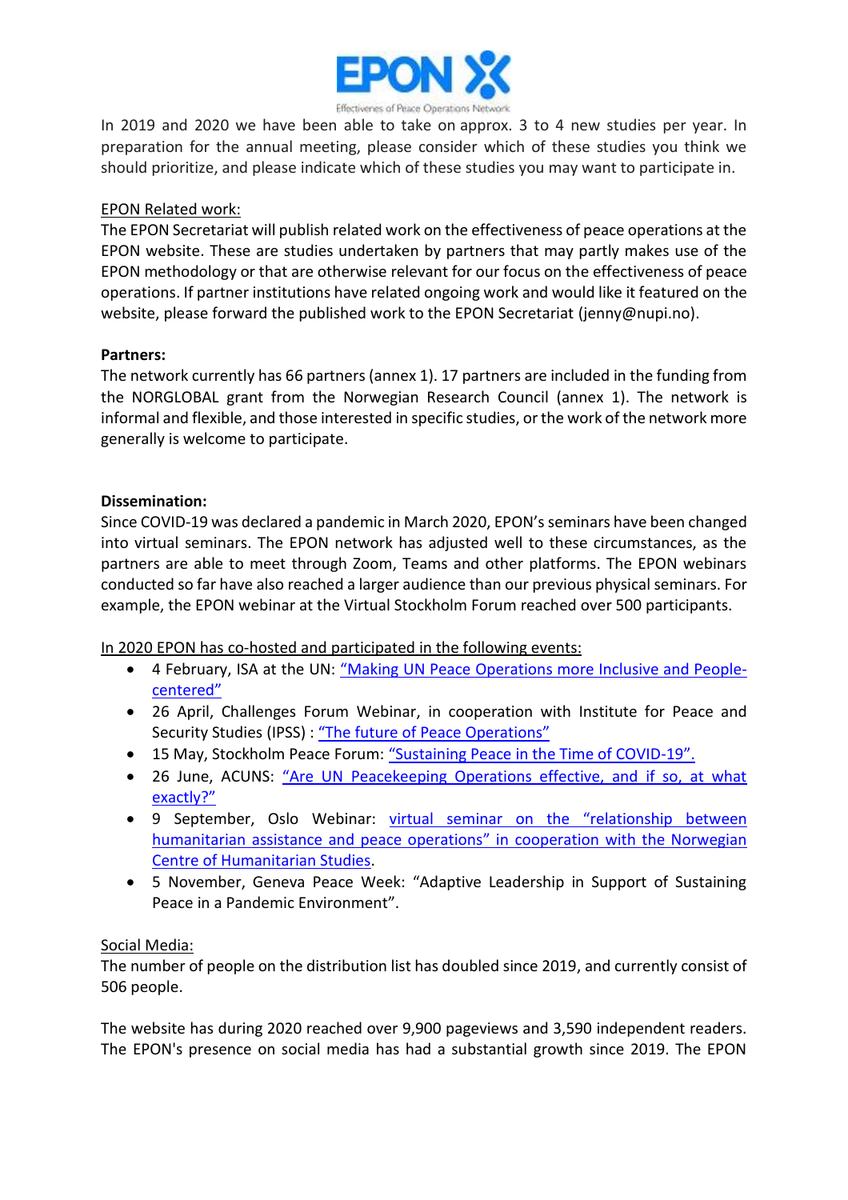In 2019 and 2020 we have been able to take on approx. 3 to 4 new studies per year. In preparation for the annual meeting, please consider which of these studies you think we should prioritize, and please indicate which of these studies you may want to participate in.

EPON Related work:

The EPON Secretariat will publish related work on the effectiveness of peace operations at the EPON website. These are studies undertaken by partners that may partly makes use of the EPON methodology or that are otherwise relevant for our focus on the effectiveness of peace operations. If partner institutions have related ongoing work and would like it featured on the website, please forward the published work to the EPON Secretariat (jenny@nupi.no).

**Partners:**

The network currently has 66 partners (annex 1). 17 partners are included in the funding from the NORGLOBAL grant from the Norwegian Research Council (annex 1). The network is informal and flexible, and those interested in specific studies, or the work of the network more generally is welcome to participate.

**Dissemination:**

Since COVID-19 was declared a pandemic in March 2020, EPON's seminars have been changed into virtual seminars. The EPON network has adjusted well to these circumstances, as the partners are able to meet through Zoom, Teams and other platforms. The EPON webinars conducted so far have also reached a larger audience than our previous physical seminars. For example, the EPON webinar at the Virtual Stockholm Forum reached over 500 participants.

In 2020 EPON has co-hosted and participated in the following events:

- 4 February, ISA at the UN: "Making UN Peace Operations more Inclusive and People-centered"
- 26 April, Challenges Forum Webinar, in cooperation with Institute for Peace and Security Studies (IPSS) : "The future of Peace Operations"
- 15 May, Stockholm Peace Forum: "Sustaining Peace in the Time of COVID-19".
- 26 June, ACUNS: "Are UN Peacekeeping Operations effective, and if so, at what exactly?"
- 9 September, Oslo Webinar: virtual seminar on the "relationship between humanitarian assistance and peace operations" in cooperation with the Norwegian Centre of Humanitarian Studies.
- 5 November, Geneva Peace Week: "Adaptive Leadership in Support of Sustaining Peace in a Pandemic Environment".

Social Media:

The number of people on the distribution list has doubled since 2019, and currently consist of 506 people.

The website has during 2020 reached over 9,900 pageviews and 3,590 independent readers. The EPON's presence on social media has had a substantial growth since 2019. The EPON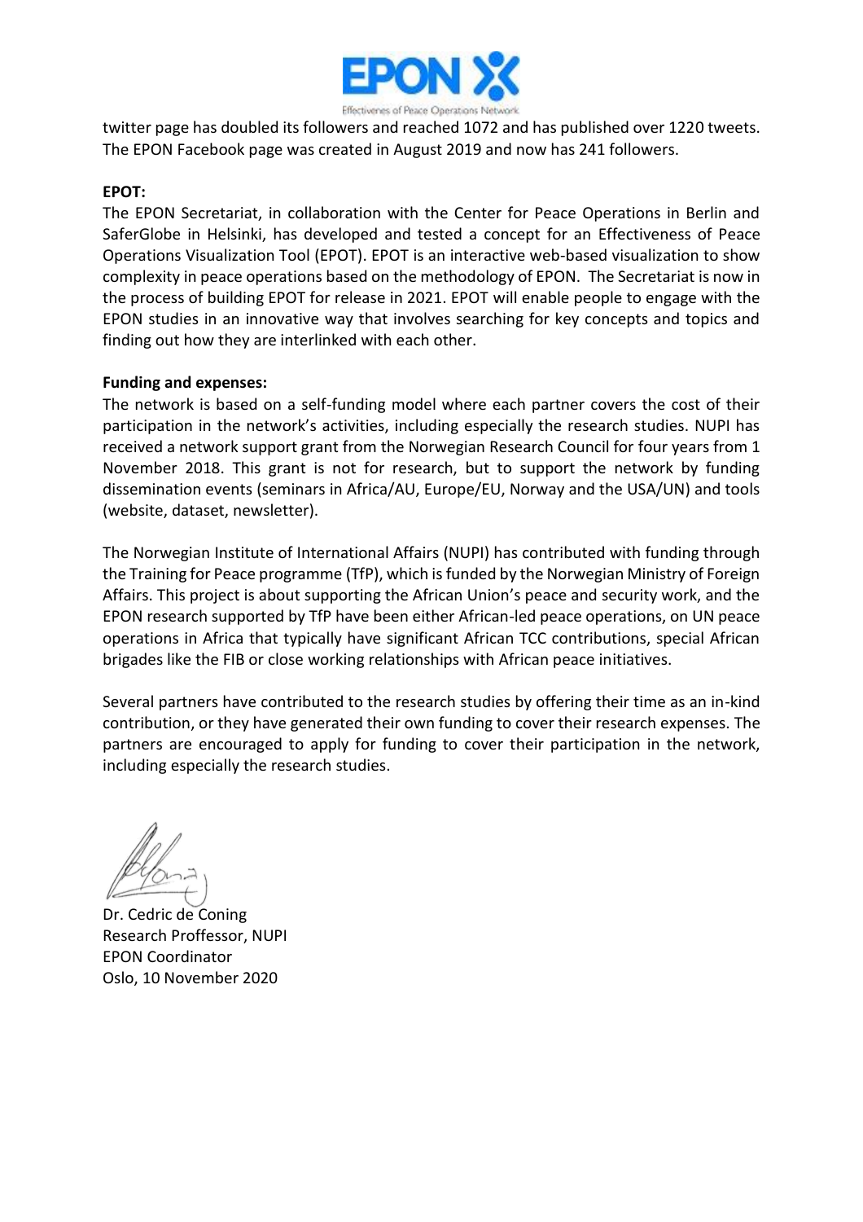twitter page has doubled its followers and reached 1072 and has published over 1220 tweets. The EPON Facebook page was created in August 2019 and now has 241 followers.

**EPOT:**

The EPON Secretariat, in collaboration with the Center for Peace Operations in Berlin and SaferGlobe in Helsinki, has developed and tested a concept for an Effectiveness of Peace Operations Visualization Tool (EPOT). EPOT is an interactive web-based visualization to show complexity in peace operations based on the methodology of EPON. The Secretariat is now in the process of building EPOT for release in 2021. EPOT will enable people to engage with the EPON studies in an innovative way that involves searching for key concepts and topics and finding out how they are interlinked with each other.

**Funding and expenses:**

The network is based on a self-funding model where each partner covers the cost of their participation in the network's activities, including especially the research studies. NUPI has received a network support grant from the Norwegian Research Council for four years from 1 November 2018. This grant is not for research, but to support the network by funding dissemination events (seminars in Africa/AU, Europe/EU, Norway and the USA/UN) and tools (website, dataset, newsletter).

The Norwegian Institute of International Affairs (NUPI) has contributed with funding through the Training for Peace programme (TfP), which is funded by the Norwegian Ministry of Foreign Affairs. This project is about supporting the African Union's peace and security work, and the EPON research supported by TfP have been either African-led peace operations, on UN peace operations in Africa that typically have significant African TCC contributions, special African brigades like the FIB or close working relationships with African peace initiatives.

Several partners have contributed to the research studies by offering their time as an in-kind contribution, or they have generated their own funding to cover their research expenses. The partners are encouraged to apply for funding to cover their participation in the network, including especially the research studies.

Dr. Cedric de Coning
Research Proffessor, NUPI
EPON Coordinator
Oslo, 10 November 2020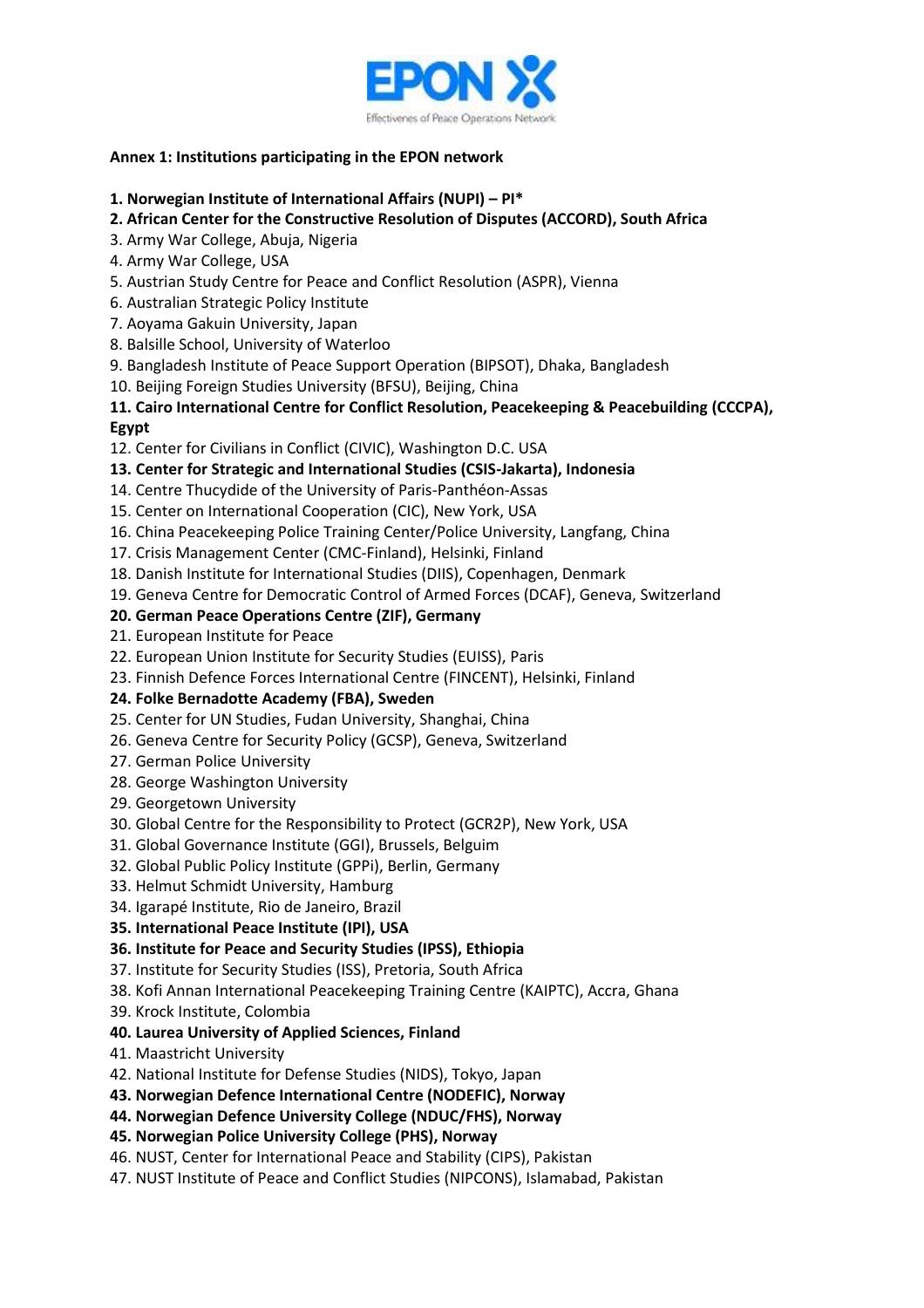**Annex 1: Institutions participating in the EPON network**

1. **Norwegian Institute of International Affairs (NUPI) – PI***
2. **African Center for the Constructive Resolution of Disputes (ACCORD), South Africa**
3. Army War College, Abuja, Nigeria
4. Army War College, USA
5. Austrian Study Centre for Peace and Conflict Resolution (ASPR), Vienna
6. Australian Strategic Policy Institute
7. Aoyama Gakuin University, Japan
8. Balsille School, University of Waterloo
9. Bangladesh Institute of Peace Support Operation (BIPSOT), Dhaka, Bangladesh
10. Beijing Foreign Studies University (BFSU), Beijing, China
11. **Cairo International Centre for Conflict Resolution, Peacekeeping & Peacebuilding (CCCPA), Egypt**
12. Center for Civilians in Conflict (CIVIC), Washington D.C. USA
13. **Center for Strategic and International Studies (CSIS-Jakarta), Indonesia**
14. Centre Thucydide of the University of Paris-Panthéon-Assas
15. Center on International Cooperation (CIC), New York, USA
16. China Peacekeeping Police Training Center/Police University, Langfang, China
17. Crisis Management Center (CMC-Finland), Helsinki, Finland
18. Danish Institute for International Studies (DIIS), Copenhagen, Denmark
19. Geneva Centre for Democratic Control of Armed Forces (DCAF), Geneva, Switzerland
20. **German Peace Operations Centre (ZIF), Germany**
21. European Institute for Peace
22. European Union Institute for Security Studies (EUISS), Paris
23. Finnish Defence Forces International Centre (FINCENT), Helsinki, Finland
24. **Folke Bernadotte Academy (FBA), Sweden**
25. Center for UN Studies, Fudan University, Shanghai, China
26. Geneva Centre for Security Policy (GCSP), Geneva, Switzerland
27. German Police University
28. George Washington University
29. Georgetown University
30. Global Centre for the Responsibility to Protect (GCR2P), New York, USA
31. Global Governance Institute (GGI), Brussels, Belguim
32. Global Public Policy Institute (GPPi), Berlin, Germany
33. Helmut Schmidt University, Hamburg
34. Igarapé Institute, Rio de Janeiro, Brazil
35. **International Peace Institute (IPI), USA**
36. **Institute for Peace and Security Studies (IPSS), Ethiopia**
37. Institute for Security Studies (ISS), Pretoria, South Africa
38. Kofi Annan International Peacekeeping Training Centre (KAIPTC), Accra, Ghana
39. Krock Institute, Colombia
40. **Laurea University of Applied Sciences, Finland**
41. Maastricht University
42. National Institute for Defense Studies (NIDS), Tokyo, Japan
43. **Norwegian Defence International Centre (NODEFIC), Norway**
44. **Norwegian Defence University College (NDUC/FHS), Norway**
45. **Norwegian Police University College (PHS), Norway**
46. NUST, Center for International Peace and Stability (CIPS), Pakistan
47. NUST Institute of Peace and Conflict Studies (NIPCONS), Islamabad, Pakistan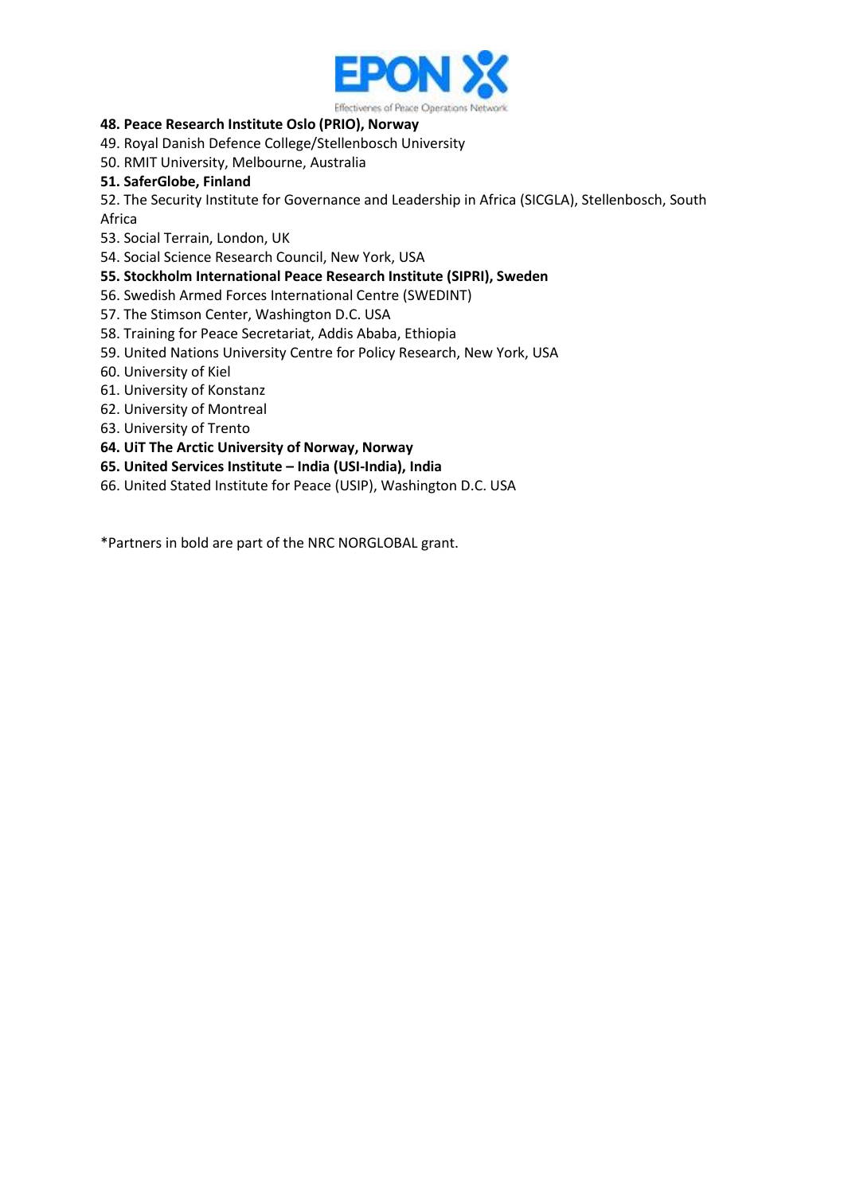**48. Peace Research Institute Oslo (PRIO), Norway**
49. Royal Danish Defence College/Stellenbosch University
50. RMIT University, Melbourne, Australia
**51. SaferGlobe, Finland**
52. The Security Institute for Governance and Leadership in Africa (SICGLA), Stellenbosch, South Africa
53. Social Terrain, London, UK
54. Social Science Research Council, New York, USA
**55. Stockholm International Peace Research Institute (SIPRI), Sweden**
56. Swedish Armed Forces International Centre (SWEDINT)
57. The Stimson Center, Washington D.C. USA
58. Training for Peace Secretariat, Addis Ababa, Ethiopia
59. United Nations University Centre for Policy Research, New York, USA
60. University of Kiel
61. University of Konstanz
62. University of Montreal
63. University of Trento
**64. UiT The Arctic University of Norway, Norway**
**65. United Services Institute – India (USI-India), India**
66. United Stated Institute for Peace (USIP), Washington D.C. USA

*Partners in bold are part of the NRC NORGLOBAL grant.